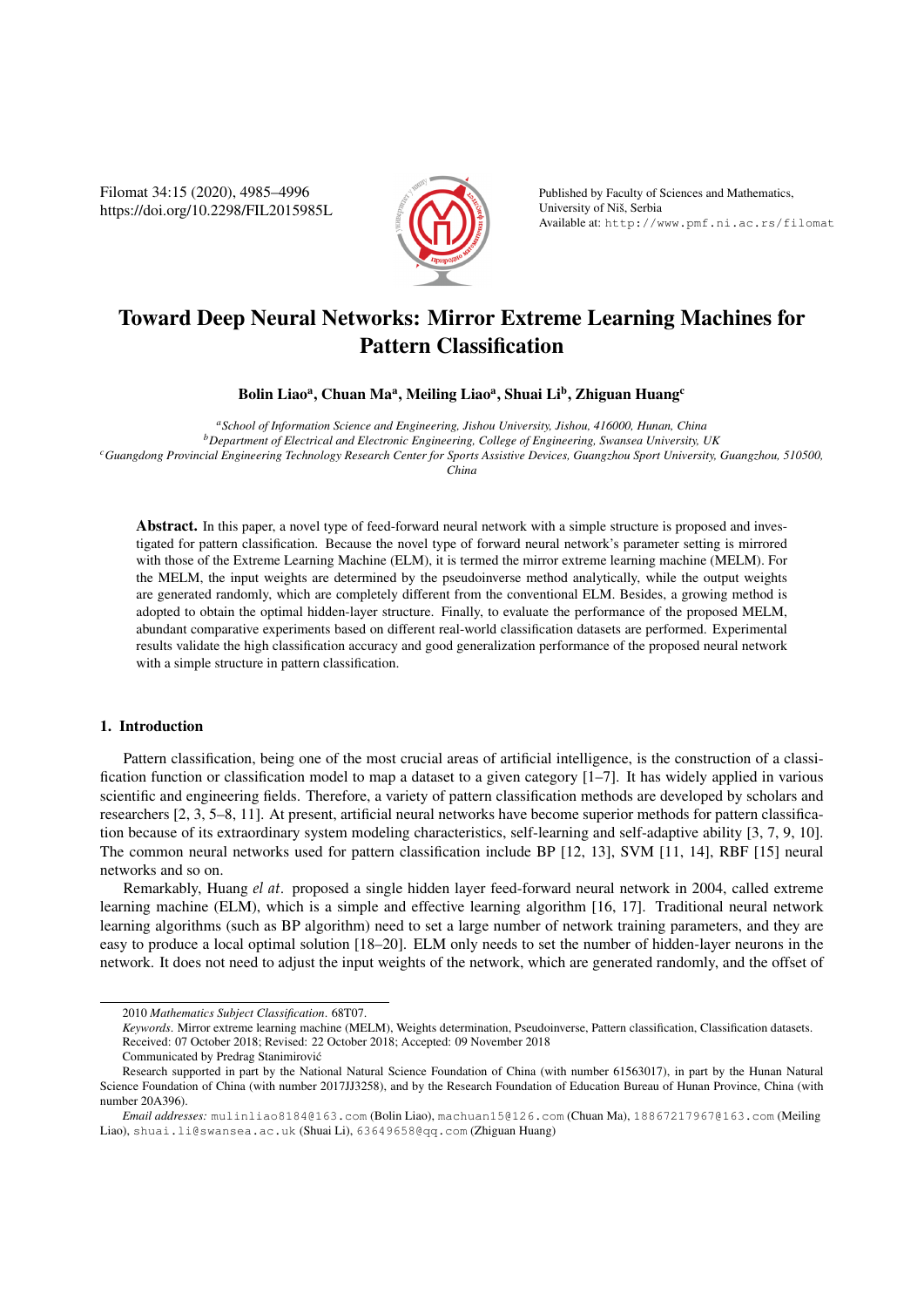# Toward Deep Neural Networks: Mirror Extreme Learning Machines for Pattern Classification

**Bolin Liao[a], Chuan Ma[a], Meiling Liao[a], Shuai Li[b], Zhiguan Huang[c]**

[a] *School of Information Science and Engineering, Jishou University, Jishou, 416000, Hunan, China*
[b] *Department of Electrical and Electronic Engineering, College of Engineering, Swansea University, UK*
[c] *Guangdong Provincial Engineering Technology Research Center for Sports Assistive Devices, Guangzhou Sport University, Guangzhou, 510500, China*

**Abstract.** In this paper, a novel type of feed-forward neural network with a simple structure is proposed and investigated for pattern classification. Because the novel type of forward neural network's parameter setting is mirrored with those of the Extreme Learning Machine (ELM), it is termed the mirror extreme learning machine (MELM). For the MELM, the input weights are determined by the pseudoinverse method analytically, while the output weights are generated randomly, which are completely different from the conventional ELM. Besides, a growing method is adopted to obtain the optimal hidden-layer structure. Finally, to evaluate the performance of the proposed MELM, abundant comparative experiments based on different real-world classification datasets are performed. Experimental results validate the high classification accuracy and good generalization performance of the proposed neural network with a simple structure in pattern classification.

## 1. Introduction

Pattern classification, being one of the most crucial areas of artificial intelligence, is the construction of a classification function or classification model to map a dataset to a given category [1–7]. It has widely applied in various scientific and engineering fields. Therefore, a variety of pattern classification methods are developed by scholars and researchers [2, 3, 5–8, 11]. At present, artificial neural networks have become superior methods for pattern classification because of its extraordinary system modeling characteristics, self-learning and self-adaptive ability [3, 7, 9, 10]. The common neural networks used for pattern classification include BP [12, 13], SVM [11, 14], RBF [15] neural networks and so on.

Remarkably, Huang *el at*. proposed a single hidden layer feed-forward neural network in 2004, called extreme learning machine (ELM), which is a simple and effective learning algorithm [16, 17]. Traditional neural network learning algorithms (such as BP algorithm) need to set a large number of network training parameters, and they are easy to produce a local optimal solution [18–20]. ELM only needs to set the number of hidden-layer neurons in the network. It does not need to adjust the input weights of the network, which are generated randomly, and the offset of

---

2010 *Mathematics Subject Classification*. 68T07.

*Keywords*. Mirror extreme learning machine (MELM), Weights determination, Pseudoinverse, Pattern classification, Classification datasets.

Received: 07 October 2018; Revised: 22 October 2018; Accepted: 09 November 2018

Communicated by Predrag Stanimirović

Research supported in part by the National Natural Science Foundation of China (with number 61563017), in part by the Hunan Natural Science Foundation of China (with number 2017JJ3258), and by the Research Foundation of Education Bureau of Hunan Province, China (with number 20A396).

*Email addresses:* mulinliao8184@163.com (Bolin Liao), machuan15@126.com (Chuan Ma), 18867217967@163.com (Meiling Liao), shuai.li@swansea.ac.uk (Shuai Li), 63649658@qq.com (Zhiguan Huang)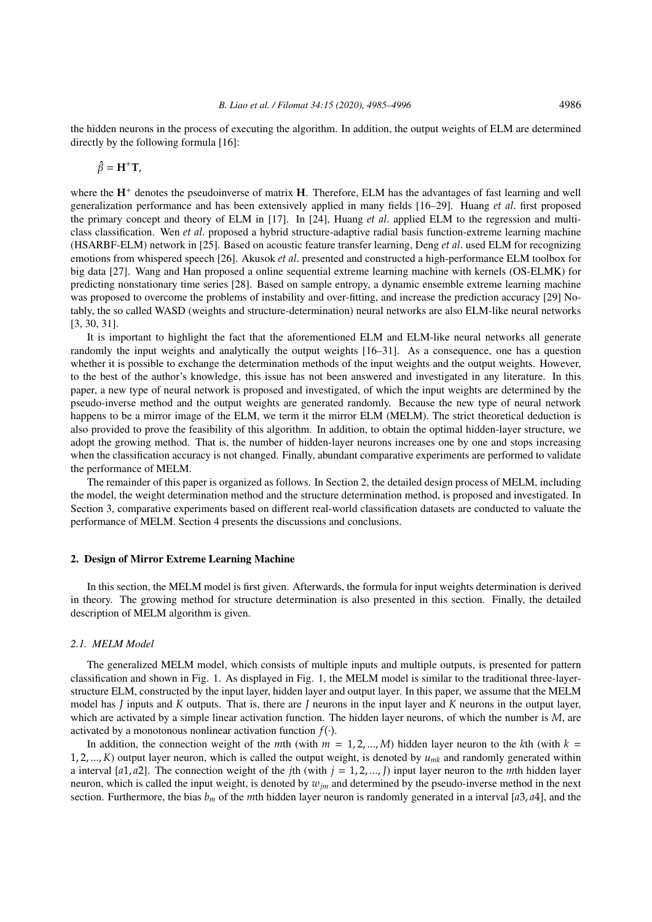the hidden neurons in the process of executing the algorithm. In addition, the output weights of ELM are determined directly by the following formula [16]:

$$\hat{\beta} = \mathbf{H}^{+}\mathbf{T},$$

where the $\mathbf{H}^{+}$ denotes the pseudoinverse of matrix $\mathbf{H}$. Therefore, ELM has the advantages of fast learning and well generalization performance and has been extensively applied in many fields [16–29]. Huang *et al*. first proposed the primary concept and theory of ELM in [17]. In [24], Huang *et al*. applied ELM to the regression and multi-class classification. Wen *et al*. proposed a hybrid structure-adaptive radial basis function-extreme learning machine (HSARBF-ELM) network in [25]. Based on acoustic feature transfer learning, Deng *et al*. used ELM for recognizing emotions from whispered speech [26]. Akusok *et al*. presented and constructed a high-performance ELM toolbox for big data [27]. Wang and Han proposed a online sequential extreme learning machine with kernels (OS-ELMK) for predicting nonstationary time series [28]. Based on sample entropy, a dynamic ensemble extreme learning machine was proposed to overcome the problems of instability and over-fitting, and increase the prediction accuracy [29] Notably, the so called WASD (weights and structure-determination) neural networks are also ELM-like neural networks [3, 30, 31].

It is important to highlight the fact that the aforementioned ELM and ELM-like neural networks all generate randomly the input weights and analytically the output weights [16–31]. As a consequence, one has a question whether it is possible to exchange the determination methods of the input weights and the output weights. However, to the best of the author's knowledge, this issue has not been answered and investigated in any literature. In this paper, a new type of neural network is proposed and investigated, of which the input weights are determined by the pseudo-inverse method and the output weights are generated randomly. Because the new type of neural network happens to be a mirror image of the ELM, we term it the mirror ELM (MELM). The strict theoretical deduction is also provided to prove the feasibility of this algorithm. In addition, to obtain the optimal hidden-layer structure, we adopt the growing method. That is, the number of hidden-layer neurons increases one by one and stops increasing when the classification accuracy is not changed. Finally, abundant comparative experiments are performed to validate the performance of MELM.

The remainder of this paper is organized as follows. In Section 2, the detailed design process of MELM, including the model, the weight determination method and the structure determination method, is proposed and investigated. In Section 3, comparative experiments based on different real-world classification datasets are conducted to valuate the performance of MELM. Section 4 presents the discussions and conclusions.

## 2. Design of Mirror Extreme Learning Machine

In this section, the MELM model is first given. Afterwards, the formula for input weights determination is derived in theory. The growing method for structure determination is also presented in this section. Finally, the detailed description of MELM algorithm is given.

### *2.1. MELM Model*

The generalized MELM model, which consists of multiple inputs and multiple outputs, is presented for pattern classification and shown in Fig. 1. As displayed in Fig. 1, the MELM model is similar to the traditional three-layer-structure ELM, constructed by the input layer, hidden layer and output layer. In this paper, we assume that the MELM model has $J$ inputs and $K$ outputs. That is, there are $J$ neurons in the input layer and $K$ neurons in the output layer, which are activated by a simple linear activation function. The hidden layer neurons, of which the number is $M$, are activated by a monotonous nonlinear activation function $f(\cdot)$.

In addition, the connection weight of the $m$th (with $m = 1, 2, ..., M$) hidden layer neuron to the $k$th (with $k = 1, 2, ..., K$) output layer neuron, which is called the output weight, is denoted by $u_{mk}$ and randomly generated within a interval $[a1, a2]$. The connection weight of the $j$th (with $j = 1, 2, ..., J$) input layer neuron to the $m$th hidden layer neuron, which is called the input weight, is denoted by $w_{jm}$ and determined by the pseudo-inverse method in the next section. Furthermore, the bias $b_m$ of the $m$th hidden layer neuron is randomly generated in a interval $[a3, a4]$, and the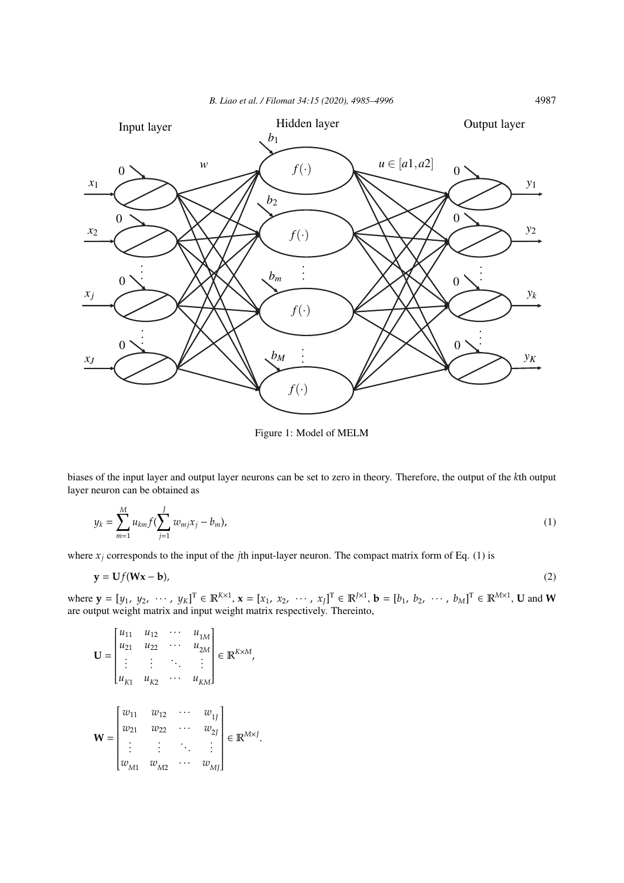Figure 1: Model of MELM

biases of the input layer and output layer neurons can be set to zero in theory. Therefore, the output of the $k$th output layer neuron can be obtained as

$$y_k = \sum_{m=1}^{M} u_{km} f\Big(\sum_{j=1}^{J} w_{mj} x_j - b_m\Big), \tag{1}$$

where $x_j$ corresponds to the input of the $j$th input-layer neuron. The compact matrix form of Eq. (1) is

$$\mathbf{y} = \mathbf{U} f(\mathbf{W}\mathbf{x} - \mathbf{b}), \tag{2}$$

where $\mathbf{y} = [y_1,\ y_2,\ \cdots,\ y_K]^{\mathrm{T}} \in \mathbb{R}^{K\times 1}$, $\mathbf{x} = [x_1,\ x_2,\ \cdots,\ x_J]^{\mathrm{T}} \in \mathbb{R}^{J\times 1}$, $\mathbf{b} = [b_1,\ b_2,\ \cdots,\ b_M]^{\mathrm{T}} \in \mathbb{R}^{M\times 1}$, $\mathbf{U}$ and $\mathbf{W}$ are output weight matrix and input weight matrix respectively. Thereinto,

$$\mathbf{U} = \begin{bmatrix} u_{11} & u_{12} & \cdots & u_{1M} \\ u_{21} & u_{22} & \cdots & u_{2M} \\ \vdots & \vdots & \ddots & \vdots \\ u_{K1} & u_{K2} & \cdots & u_{KM} \end{bmatrix} \in \mathbb{R}^{K\times M},$$

$$\mathbf{W} = \begin{bmatrix} w_{11} & w_{12} & \cdots & w_{1J} \\ w_{21} & w_{22} & \cdots & w_{2J} \\ \vdots & \vdots & \ddots & \vdots \\ w_{M1} & w_{M2} & \cdots & w_{MJ} \end{bmatrix} \in \mathbb{R}^{M\times J}.$$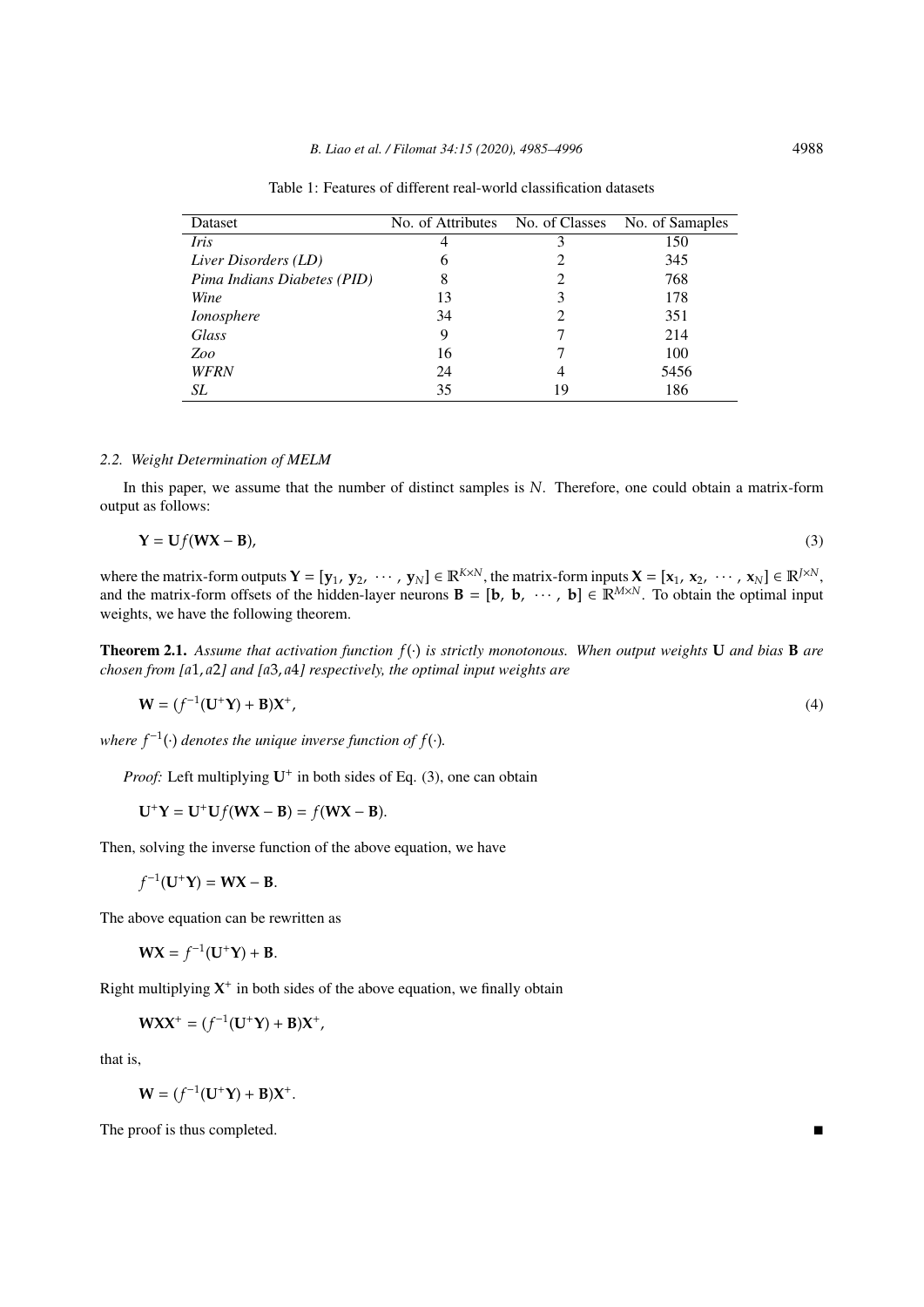Table 1: Features of different real-world classification datasets

| Dataset | No. of Attributes | No. of Classes | No. of Samaples |
|---|---|---|---|
| *Iris* | 4 | 3 | 150 |
| *Liver Disorders (LD)* | 6 | 2 | 345 |
| *Pima Indians Diabetes (PID)* | 8 | 2 | 768 |
| *Wine* | 13 | 3 | 178 |
| *Ionosphere* | 34 | 2 | 351 |
| *Glass* | 9 | 7 | 214 |
| *Zoo* | 16 | 7 | 100 |
| *WFRN* | 24 | 4 | 5456 |
| *SL* | 35 | 19 | 186 |

### 2.2. Weight Determination of MELM

In this paper, we assume that the number of distinct samples is $N$. Therefore, one could obtain a matrix-form output as follows:

$$\mathbf{Y} = \mathbf{U}f(\mathbf{W}\mathbf{X} - \mathbf{B}), \tag{3}$$

where the matrix-form outputs $\mathbf{Y} = [\mathbf{y}_1, \mathbf{y}_2, \cdots, \mathbf{y}_N] \in \mathbb{R}^{K\times N}$, the matrix-form inputs $\mathbf{X} = [\mathbf{x}_1, \mathbf{x}_2, \cdots, \mathbf{x}_N] \in \mathbb{R}^{J\times N}$, and the matrix-form offsets of the hidden-layer neurons $\mathbf{B} = [\mathbf{b}, \mathbf{b}, \cdots, \mathbf{b}] \in \mathbb{R}^{M\times N}$. To obtain the optimal input weights, we have the following theorem.

**Theorem 2.1.** *Assume that activation function $f(\cdot)$ is strictly monotonous. When output weights $\mathbf{U}$ and bias $\mathbf{B}$ are chosen from [a1, a2] and [a3, a4] respectively, the optimal input weights are*

$$\mathbf{W} = (f^{-1}(\mathbf{U}^{+}\mathbf{Y}) + \mathbf{B})\mathbf{X}^{+}, \tag{4}$$

*where $f^{-1}(\cdot)$ denotes the unique inverse function of $f(\cdot)$.*

*Proof:* Left multiplying $\mathbf{U}^{+}$ in both sides of Eq. (3), one can obtain

$$\mathbf{U}^{+}\mathbf{Y} = \mathbf{U}^{+}\mathbf{U}f(\mathbf{W}\mathbf{X} - \mathbf{B}) = f(\mathbf{W}\mathbf{X} - \mathbf{B}).$$

Then, solving the inverse function of the above equation, we have

$$f^{-1}(\mathbf{U}^{+}\mathbf{Y}) = \mathbf{W}\mathbf{X} - \mathbf{B}.$$

The above equation can be rewritten as

$$\mathbf{W}\mathbf{X} = f^{-1}(\mathbf{U}^{+}\mathbf{Y}) + \mathbf{B}.$$

Right multiplying $\mathbf{X}^{+}$ in both sides of the above equation, we finally obtain

$$\mathbf{W}\mathbf{X}\mathbf{X}^{+} = (f^{-1}(\mathbf{U}^{+}\mathbf{Y}) + \mathbf{B})\mathbf{X}^{+},$$

that is,

$$\mathbf{W} = (f^{-1}(\mathbf{U}^{+}\mathbf{Y}) + \mathbf{B})\mathbf{X}^{+}.$$

The proof is thus completed. ∎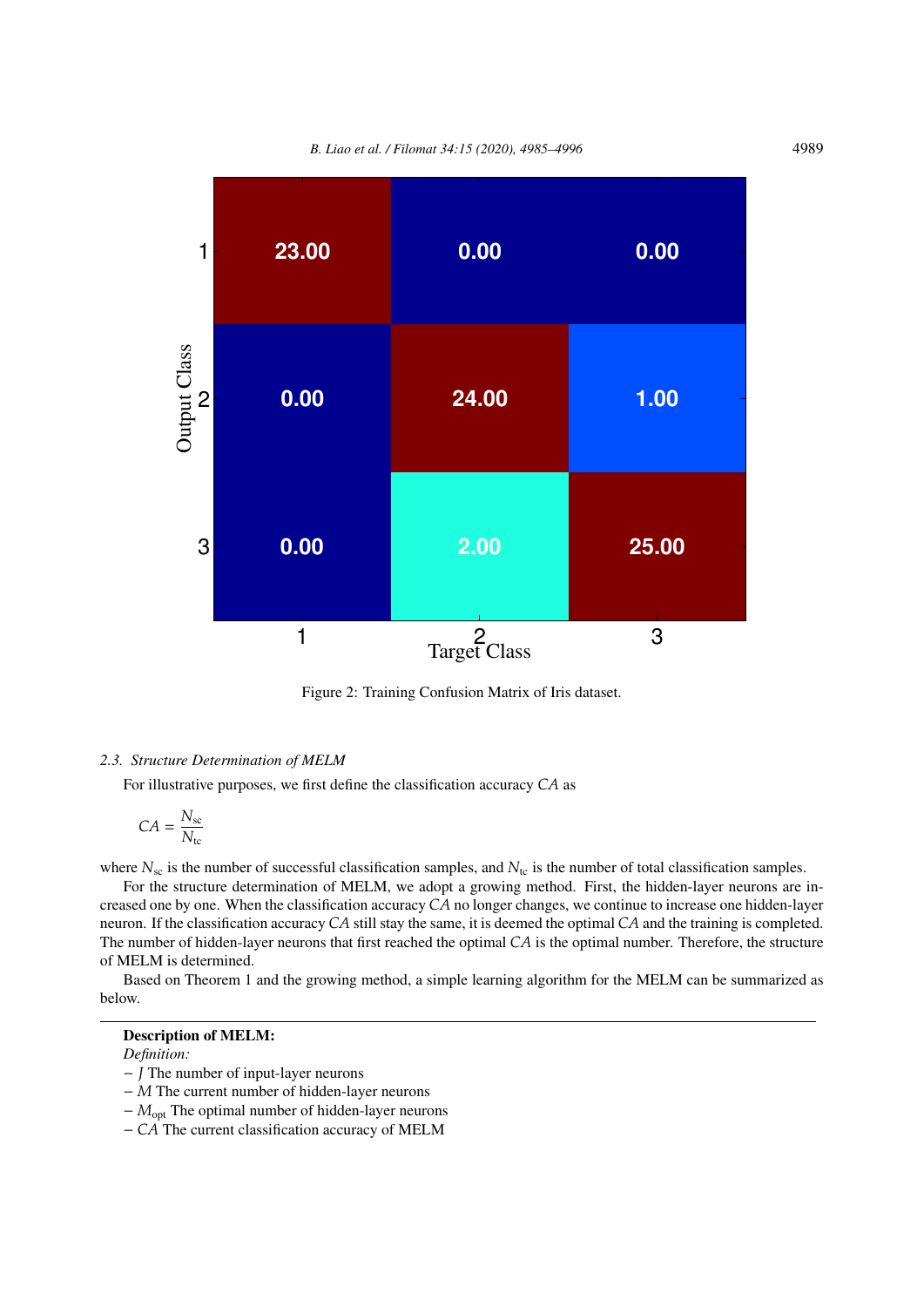Figure 2: Training Confusion Matrix of Iris dataset.

### 2.3. Structure Determination of MELM

For illustrative purposes, we first define the classification accuracy $CA$ as

$$CA = \frac{N_{sc}}{N_{tc}}$$

where $N_{sc}$ is the number of successful classification samples, and $N_{tc}$ is the number of total classification samples.

For the structure determination of MELM, we adopt a growing method. First, the hidden-layer neurons are increased one by one. When the classification accuracy $CA$ no longer changes, we continue to increase one hidden-layer neuron. If the classification accuracy $CA$ still stay the same, it is deemed the optimal $CA$ and the training is completed. The number of hidden-layer neurons that first reached the optimal $CA$ is the optimal number. Therefore, the structure of MELM is determined.

Based on Theorem 1 and the growing method, a simple learning algorithm for the MELM can be summarized as below.

---

**Description of MELM:**

*Definition:*

− $J$ The number of input-layer neurons

− $M$ The current number of hidden-layer neurons

− $M_{opt}$ The optimal number of hidden-layer neurons

− $CA$ The current classification accuracy of MELM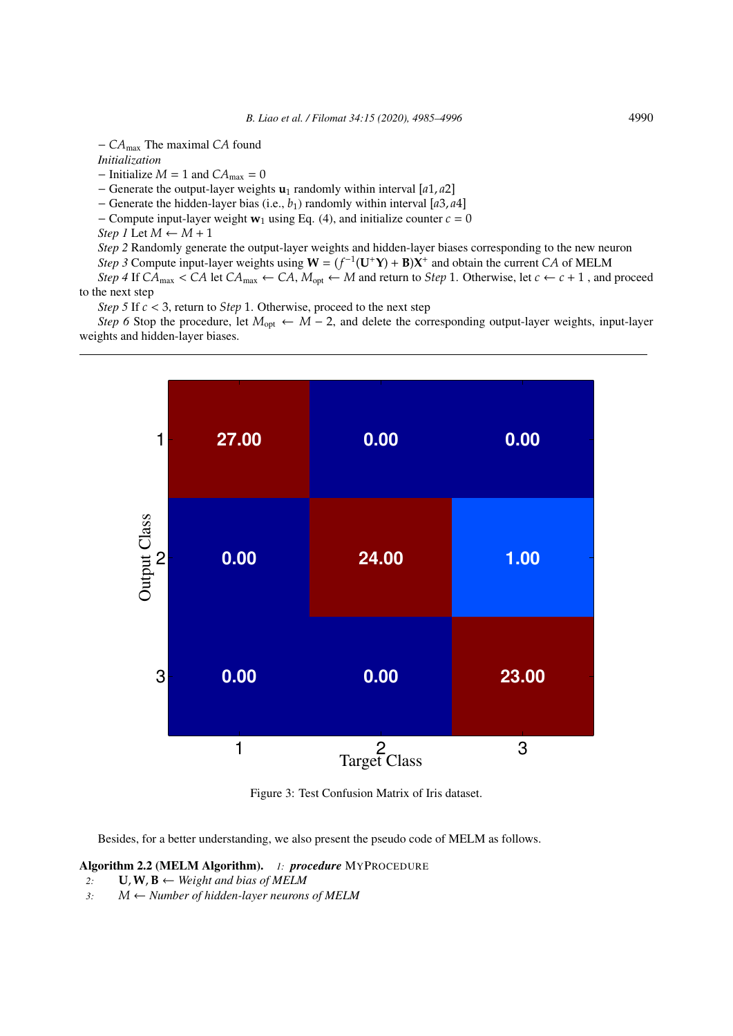– $CA_{\max}$ The maximal $CA$ found

*Initialization*

– Initialize $M = 1$ and $CA_{\max} = 0$

– Generate the output-layer weights $\mathbf{u}_1$ randomly within interval $[a1, a2]$

– Generate the hidden-layer bias (i.e., $b_1$) randomly within interval $[a3, a4]$

– Compute input-layer weight $\mathbf{w}_1$ using Eq. (4), and initialize counter $c = 0$

*Step 1* Let $M \leftarrow M + 1$

*Step 2* Randomly generate the output-layer weights and hidden-layer biases corresponding to the new neuron

*Step 3* Compute input-layer weights using $\mathbf{W} = (f^{-1}(\mathbf{U}^{+}\mathbf{Y}) + \mathbf{B})\mathbf{X}^{+}$ and obtain the current $CA$ of MELM

*Step 4* If $CA_{\max} < CA$ let $CA_{\max} \leftarrow CA$, $M_{\text{opt}} \leftarrow M$ and return to *Step* 1. Otherwise, let $c \leftarrow c + 1$ , and proceed to the next step

*Step 5* If $c < 3$, return to *Step* 1. Otherwise, proceed to the next step

*Step 6* Stop the procedure, let $M_{\text{opt}} \leftarrow M - 2$, and delete the corresponding output-layer weights, input-layer weights and hidden-layer biases.

| Output Class \ Target Class | 1 | 2 | 3 |
|---|---|---|---|
| 1 | 27.00 | 0.00 | 0.00 |
| 2 | 0.00 | 24.00 | 1.00 |
| 3 | 0.00 | 0.00 | 23.00 |

Figure 3: Test Confusion Matrix of Iris dataset.

Besides, for a better understanding, we also present the pseudo code of MELM as follows.

**Algorithm 2.2 (MELM Algorithm).**

```
1: procedure MyProcedure
2:     U, W, B ← Weight and bias of MELM
3:     M ← Number of hidden-layer neurons of MELM
```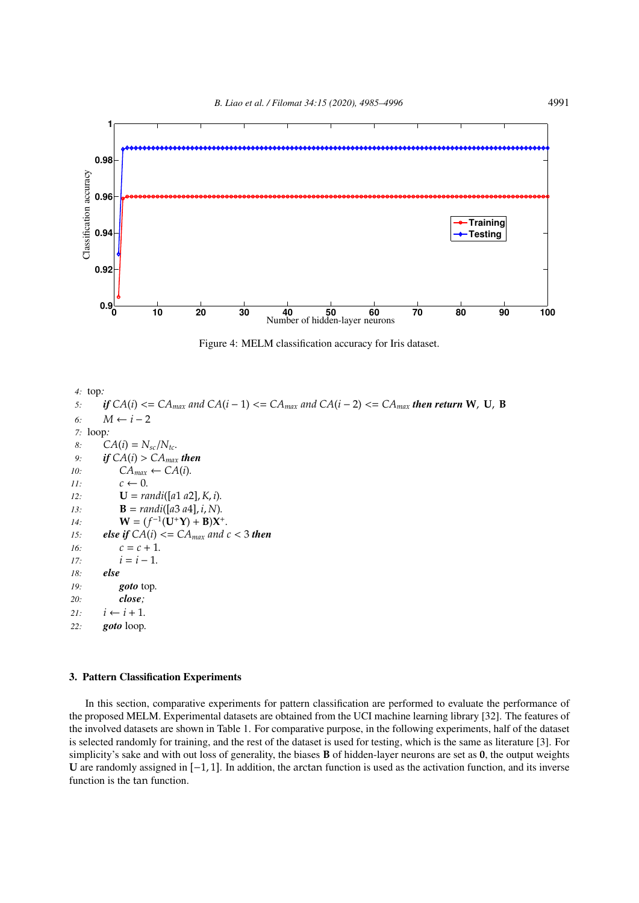Figure 4: MELM classification accuracy for Iris dataset.

```
4:  top:
5:      if CA(i) <= CA_max and CA(i − 1) <= CA_max and CA(i − 2) <= CA_max then return W, U, B
6:      M ← i − 2
7:  loop:
8:      CA(i) = N_sc/N_tc.
9:      if CA(i) > CA_max then
10:         CA_max ← CA(i).
11:         c ← 0.
12:         U = randi([a1 a2], K, i).
13:         B = randi([a3 a4], i, N).
14:         W = (f^{-1}(U^+ Y) + B)X^+.
15:     else if CA(i) <= CA_max and c < 3 then
16:         c = c + 1.
17:         i = i − 1.
18:     else
19:         goto top.
20:         close;
21:     i ← i + 1.
22:     goto loop.
```

## 3. Pattern Classification Experiments

In this section, comparative experiments for pattern classification are performed to evaluate the performance of the proposed MELM. Experimental datasets are obtained from the UCI machine learning library [32]. The features of the involved datasets are shown in Table 1. For comparative purpose, in the following experiments, half of the dataset is selected randomly for training, and the rest of the dataset is used for testing, which is the same as literature [3]. For simplicity's sake and with out loss of generality, the biases $\mathbf{B}$ of hidden-layer neurons are set as $\mathbf{0}$, the output weights $\mathbf{U}$ are randomly assigned in $[-1, 1]$. In addition, the arctan function is used as the activation function, and its inverse function is the tan function.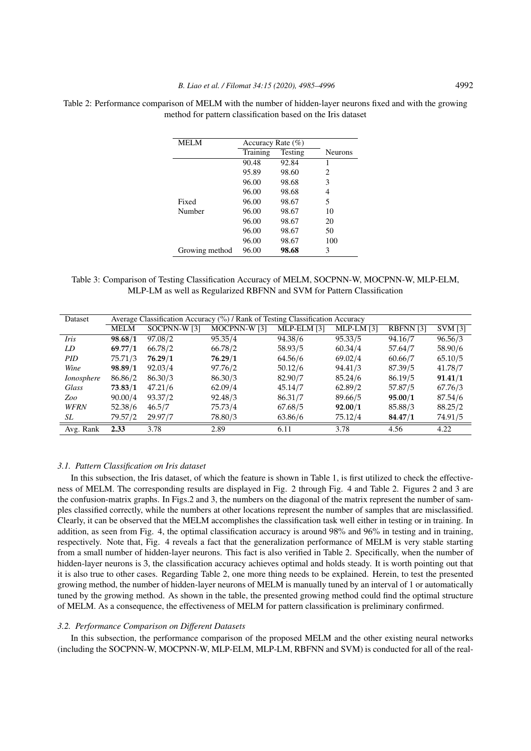Table 2: Performance comparison of MELM with the number of hidden-layer neurons fixed and with the growing method for pattern classification based on the Iris dataset

| MELM | Accuracy Rate (%) | | |
|---|---|---|---|
| | Training | Testing | Neurons |
| | 90.48 | 92.84 | 1 |
| | 95.89 | 98.60 | 2 |
| | 96.00 | 98.68 | 3 |
| | 96.00 | 98.68 | 4 |
| Fixed | 96.00 | 98.67 | 5 |
| Number | 96.00 | 98.67 | 10 |
| | 96.00 | 98.67 | 20 |
| | 96.00 | 98.67 | 50 |
| | 96.00 | 98.67 | 100 |
| Growing method | 96.00 | **98.68** | 3 |

Table 3: Comparison of Testing Classification Accuracy of MELM, SOCPNN-W, MOCPNN-W, MLP-ELM, MLP-LM as well as Regularized RBFNN and SVM for Pattern Classification

| Dataset | Average Classification Accuracy (%) / Rank of Testing Classification Accuracy | | | | | | |
|---|---|---|---|---|---|---|---|
| | MELM | SOCPNN-W [3] | MOCPNN-W [3] | MLP-ELM [3] | MLP-LM [3] | RBFNN [3] | SVM [3] |
| *Iris* | **98.68/1** | 97.08/2 | 95.35/4 | 94.38/6 | 95.33/5 | 94.16/7 | 96.56/3 |
| *LD* | **69.77/1** | 66.78/2 | 66.78/2 | 58.93/5 | 60.34/4 | 57.64/7 | 58.90/6 |
| *PID* | 75.71/3 | **76.29/1** | **76.29/1** | 64.56/6 | 69.02/4 | 60.66/7 | 65.10/5 |
| *Wine* | **98.89/1** | 92.03/4 | 97.76/2 | 50.12/6 | 94.41/3 | 87.39/5 | 41.78/7 |
| *Ionosphere* | 86.86/2 | 86.30/3 | 86.30/3 | 82.90/7 | 85.24/6 | 86.19/5 | **91.41/1** |
| *Glass* | **73.83/1** | 47.21/6 | 62.09/4 | 45.14/7 | 62.89/2 | 57.87/5 | 67.76/3 |
| *Zoo* | 90.00/4 | 93.37/2 | 92.48/3 | 86.31/7 | 89.66/5 | **95.00/1** | 87.54/6 |
| *WFRN* | 52.38/6 | 46.5/7 | 75.73/4 | 67.68/5 | **92.00/1** | 85.88/3 | 88.25/2 |
| *SL* | 79.57/2 | 29.97/7 | 78.80/3 | 63.86/6 | 75.12/4 | **84.47/1** | 74.91/5 |
| Avg. Rank | **2.33** | 3.78 | 2.89 | 6.11 | 3.78 | 4.56 | 4.22 |

### 3.1. Pattern Classification on Iris dataset

In this subsection, the Iris dataset, of which the feature is shown in Table 1, is first utilized to check the effectiveness of MELM. The corresponding results are displayed in Fig. 2 through Fig. 4 and Table 2. Figures 2 and 3 are the confusion-matrix graphs. In Figs.2 and 3, the numbers on the diagonal of the matrix represent the number of samples classified correctly, while the numbers at other locations represent the number of samples that are misclassified. Clearly, it can be observed that the MELM accomplishes the classification task well either in testing or in training. In addition, as seen from Fig. 4, the optimal classification accuracy is around 98% and 96% in testing and in training, respectively. Note that, Fig. 4 reveals a fact that the generalization performance of MELM is very stable starting from a small number of hidden-layer neurons. This fact is also verified in Table 2. Specifically, when the number of hidden-layer neurons is 3, the classification accuracy achieves optimal and holds steady. It is worth pointing out that it is also true to other cases. Regarding Table 2, one more thing needs to be explained. Herein, to test the presented growing method, the number of hidden-layer neurons of MELM is manually tuned by an interval of 1 or automatically tuned by the growing method. As shown in the table, the presented growing method could find the optimal structure of MELM. As a consequence, the effectiveness of MELM for pattern classification is preliminary confirmed.

### 3.2. Performance Comparison on Different Datasets

In this subsection, the performance comparison of the proposed MELM and the other existing neural networks (including the SOCPNN-W, MOCPNN-W, MLP-ELM, MLP-LM, RBFNN and SVM) is conducted for all of the real-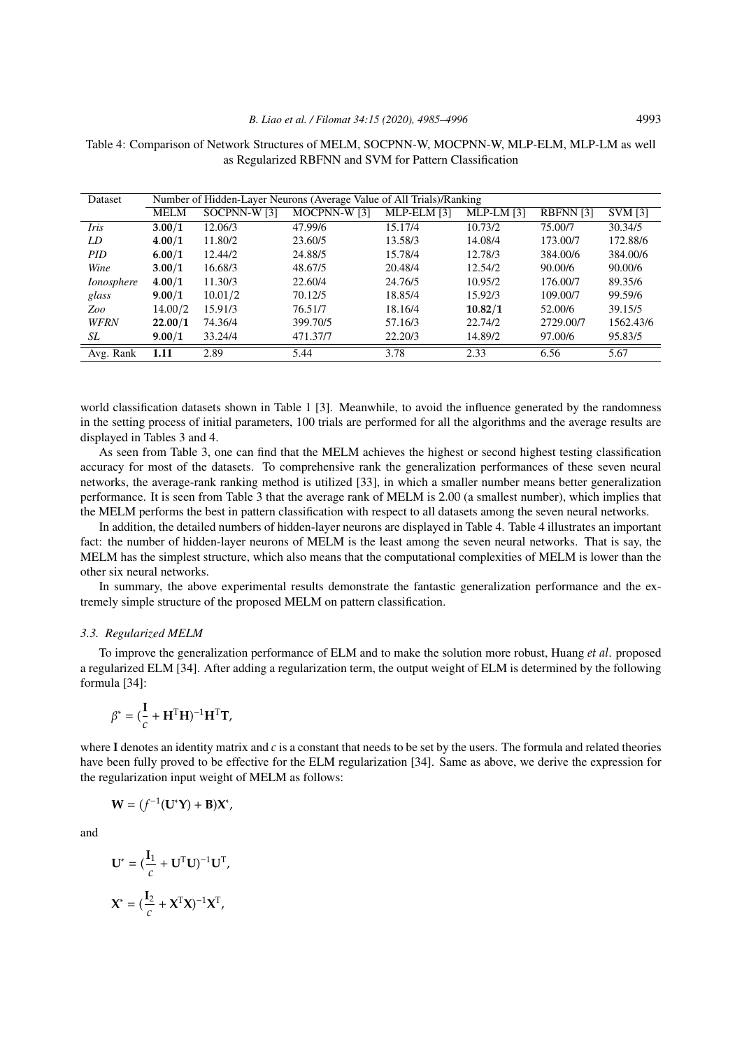Table 4: Comparison of Network Structures of MELM, SOCPNN-W, MOCPNN-W, MLP-ELM, MLP-LM as well as Regularized RBFNN and SVM for Pattern Classification

| Dataset | Number of Hidden-Layer Neurons (Average Value of All Trials)/Ranking | | | | | | |
|---|---|---|---|---|---|---|---|
| | MELM | SOCPNN-W [3] | MOCPNN-W [3] | MLP-ELM [3] | MLP-LM [3] | RBFNN [3] | SVM [3] |
| *Iris* | **3.00/1** | 12.06/3 | 47.99/6 | 15.17/4 | 10.73/2 | 75.00/7 | 30.34/5 |
| *LD* | **4.00/1** | 11.80/2 | 23.60/5 | 13.58/3 | 14.08/4 | 173.00/7 | 172.88/6 |
| *PID* | **6.00/1** | 12.44/2 | 24.88/5 | 15.78/4 | 12.78/3 | 384.00/6 | 384.00/6 |
| *Wine* | **3.00/1** | 16.68/3 | 48.67/5 | 20.48/4 | 12.54/2 | 90.00/6 | 90.00/6 |
| *Ionosphere* | **4.00/1** | 11.30/3 | 22.60/4 | 24.76/5 | 10.95/2 | 176.00/7 | 89.35/6 |
| *glass* | **9.00/1** | 10.01/2 | 70.12/5 | 18.85/4 | 15.92/3 | 109.00/7 | 99.59/6 |
| *Zoo* | 14.00/2 | 15.91/3 | 76.51/7 | 18.16/4 | **10.82/1** | 52.00/6 | 39.15/5 |
| *WFRN* | **22.00/1** | 74.36/4 | 399.70/5 | 57.16/3 | 22.74/2 | 2729.00/7 | 1562.43/6 |
| *SL* | **9.00/1** | 33.24/4 | 471.37/7 | 22.20/3 | 14.89/2 | 97.00/6 | 95.83/5 |
| Avg. Rank | **1.11** | 2.89 | 5.44 | 3.78 | 2.33 | 6.56 | 5.67 |

world classification datasets shown in Table 1 [3]. Meanwhile, to avoid the influence generated by the randomness in the setting process of initial parameters, 100 trials are performed for all the algorithms and the average results are displayed in Tables 3 and 4.

As seen from Table 3, one can find that the MELM achieves the highest or second highest testing classification accuracy for most of the datasets. To comprehensive rank the generalization performances of these seven neural networks, the average-rank ranking method is utilized [33], in which a smaller number means better generalization performance. It is seen from Table 3 that the average rank of MELM is 2.00 (a smallest number), which implies that the MELM performs the best in pattern classification with respect to all datasets among the seven neural networks.

In addition, the detailed numbers of hidden-layer neurons are displayed in Table 4. Table 4 illustrates an important fact: the number of hidden-layer neurons of MELM is the least among the seven neural networks. That is say, the MELM has the simplest structure, which also means that the computational complexities of MELM is lower than the other six neural networks.

In summary, the above experimental results demonstrate the fantastic generalization performance and the extremely simple structure of the proposed MELM on pattern classification.

### *3.3. Regularized MELM*

To improve the generalization performance of ELM and to make the solution more robust, Huang *et al*. proposed a regularized ELM [34]. After adding a regularization term, the output weight of ELM is determined by the following formula [34]:

$$\beta^* = (\frac{\mathbf{I}}{c} + \mathbf{H}^{\mathrm{T}}\mathbf{H})^{-1}\mathbf{H}^{\mathrm{T}}\mathbf{T},$$

where $\mathbf{I}$ denotes an identity matrix and $c$ is a constant that needs to be set by the users. The formula and related theories have been fully proved to be effective for the ELM regularization [34]. Same as above, we derive the expression for the regularization input weight of MELM as follows:

$$\mathbf{W} = (f^{-1}(\mathbf{U}^*\mathbf{Y}) + \mathbf{B})\mathbf{X}^*,$$

and

$$\mathbf{U}^* = (\frac{\mathbf{I}_1}{c} + \mathbf{U}^{\mathrm{T}}\mathbf{U})^{-1}\mathbf{U}^{\mathrm{T}},$$

$$\mathbf{X}^* = (\frac{\mathbf{I}_2}{c} + \mathbf{X}^{\mathrm{T}}\mathbf{X})^{-1}\mathbf{X}^{\mathrm{T}},$$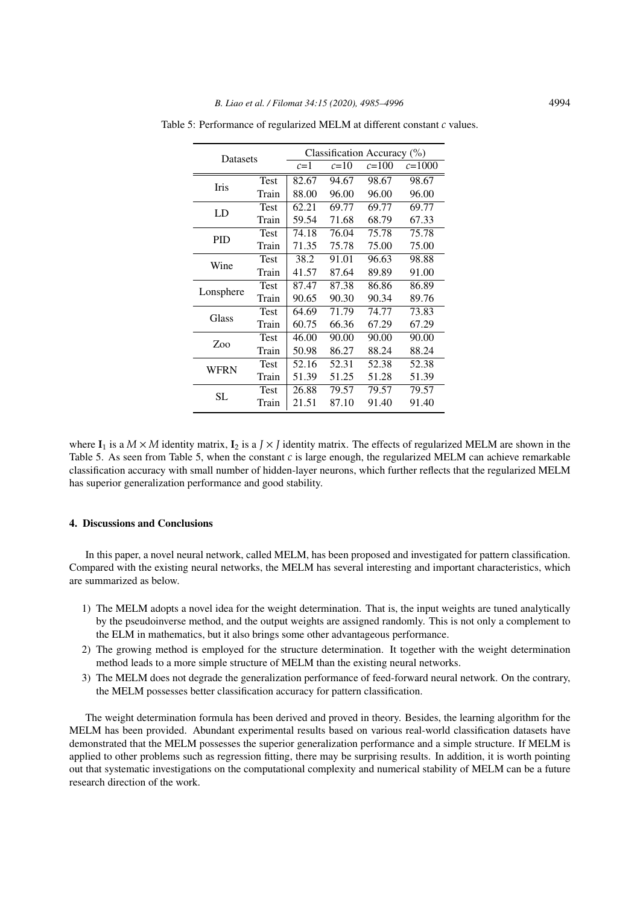Table 5: Performance of regularized MELM at different constant $c$ values.

| Datasets | | Classification Accuracy (%) | | | |
|---|---|---|---|---|---|
| | | $c$=1 | $c$=10 | $c$=100 | $c$=1000 |
| Iris | Test | 82.67 | 94.67 | 98.67 | 98.67 |
| | Train | 88.00 | 96.00 | 96.00 | 96.00 |
| LD | Test | 62.21 | 69.77 | 69.77 | 69.77 |
| | Train | 59.54 | 71.68 | 68.79 | 67.33 |
| PID | Test | 74.18 | 76.04 | 75.78 | 75.78 |
| | Train | 71.35 | 75.78 | 75.00 | 75.00 |
| Wine | Test | 38.2 | 91.01 | 96.63 | 98.88 |
| | Train | 41.57 | 87.64 | 89.89 | 91.00 |
| Lonsphere | Test | 87.47 | 87.38 | 86.86 | 86.89 |
| | Train | 90.65 | 90.30 | 90.34 | 89.76 |
| Glass | Test | 64.69 | 71.79 | 74.77 | 73.83 |
| | Train | 60.75 | 66.36 | 67.29 | 67.29 |
| Zoo | Test | 46.00 | 90.00 | 90.00 | 90.00 |
| | Train | 50.98 | 86.27 | 88.24 | 88.24 |
| WFRN | Test | 52.16 | 52.31 | 52.38 | 52.38 |
| | Train | 51.39 | 51.25 | 51.28 | 51.39 |
| SL | Test | 26.88 | 79.57 | 79.57 | 79.57 |
| | Train | 21.51 | 87.10 | 91.40 | 91.40 |

where $\mathbf{I}_1$ is a $M \times M$ identity matrix, $\mathbf{I}_2$ is a $J \times J$ identity matrix. The effects of regularized MELM are shown in the Table 5. As seen from Table 5, when the constant $c$ is large enough, the regularized MELM can achieve remarkable classification accuracy with small number of hidden-layer neurons, which further reflects that the regularized MELM has superior generalization performance and good stability.

## 4. Discussions and Conclusions

In this paper, a novel neural network, called MELM, has been proposed and investigated for pattern classification. Compared with the existing neural networks, the MELM has several interesting and important characteristics, which are summarized as below.

1) The MELM adopts a novel idea for the weight determination. That is, the input weights are tuned analytically by the pseudoinverse method, and the output weights are assigned randomly. This is not only a complement to the ELM in mathematics, but it also brings some other advantageous performance.
2) The growing method is employed for the structure determination. It together with the weight determination method leads to a more simple structure of MELM than the existing neural networks.
3) The MELM does not degrade the generalization performance of feed-forward neural network. On the contrary, the MELM possesses better classification accuracy for pattern classification.

The weight determination formula has been derived and proved in theory. Besides, the learning algorithm for the MELM has been provided. Abundant experimental results based on various real-world classification datasets have demonstrated that the MELM possesses the superior generalization performance and a simple structure. If MELM is applied to other problems such as regression fitting, there may be surprising results. In addition, it is worth pointing out that systematic investigations on the computational complexity and numerical stability of MELM can be a future research direction of the work.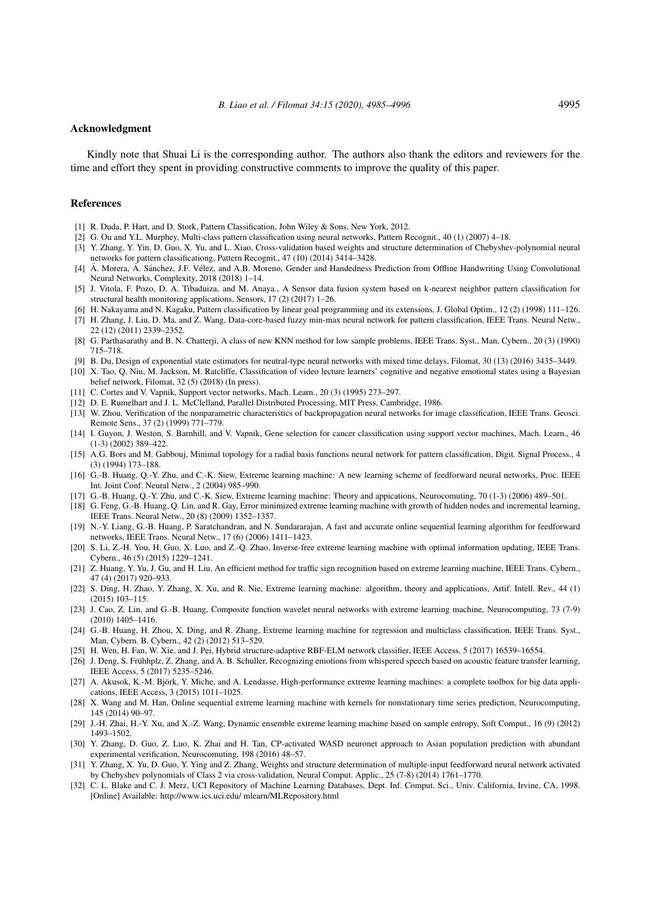## Acknowledgment

Kindly note that Shuai Li is the corresponding author. The authors also thank the editors and reviewers for the time and effort they spent in providing constructive comments to improve the quality of this paper.

## References

[1] R. Duda, P. Hart, and D. Stork, Pattern Classification, John Wiley & Sons, New York, 2012.

[2] G. Ou and Y.L. Murphey, Multi-class pattern classification using neural networks, Pattern Recognit., 40 (1) (2007) 4–18.

[3] Y. Zhang, Y. Yin, D. Guo, X. Yu, and L. Xiao, Cross-validation based weights and structure determination of Chebyshev-polynomial neural networks for pattern classificationg, Pattern Recognit., 47 (10) (2014) 3414–3428.

[4] Á. Morera, Á. Sánchez, J.F. Vélez, and A.B. Moreno, Gender and Handedness Prediction from Offline Handwriting Using Convolutional Neural Networks, Complexity, 2018 (2018) 1–14.

[5] J. Vitola, F. Pozo, D. A. Tibaduiza, and M. Anaya., A Sensor data fusion system based on k-nearest neighbor pattern classification for structural health monitoring applications, Sensors, 17 (2) (2017) 1–26.

[6] H. Nakayama and N. Kagaku, Pattern classification by linear goal programming and its extensions, J. Global Optim., 12 (2) (1998) 111–126.

[7] H. Zhang, J. Liu, D. Ma, and Z. Wang, Data-core-based fuzzy min-max neural network for pattern classification, IEEE Trans. Neural Netw., 22 (12) (2011) 2339–2352.

[8] G. Parthasarathy and B. N. Chatterji, A class of new KNN method for low sample problems, IEEE Trans. Syst., Man, Cybern., 20 (3) (1990) 715–718.

[9] B. Du, Design of exponential state estimators for neutral-type neural networks with mixed time delays, Filomat, 30 (13) (2016) 3435–3449.

[10] X. Tao, Q. Niu, M. Jackson, M. Ratcliffe, Classification of video lecture learners' cognitive and negative emotional states using a Bayesian belief network, Filomat, 32 (5) (2018) (In press).

[11] C. Cortes and V. Vapnik, Support vector networks, Mach. Learn., 20 (3) (1995) 273–297.

[12] D. E. Rumelhart and J. L. McClelland, Parallel Distributed Processing, MIT Press, Cambridge, 1986.

[13] W. Zhou, Verification of the nonparametric characteristics of backpropagation neural networks for image classification, IEEE Trans. Geosci. Remote Sens., 37 (2) (1999) 771–779.

[14] I. Guyon, J. Weston, S. Barnhill, and V. Vapnik, Gene selection for cancer classification using support vector machines, Mach. Learn., 46 (1-3) (2002) 389–422.

[15] A.G. Bors and M. Gabbouj, Minimal topology for a radial basis functions neural network for pattern classification, Digit. Signal Process., 4 (3) (1994) 173–188.

[16] G.-B. Huang, Q.-Y. Zhu, and C.-K. Siew, Extreme learning machine: A new learning scheme of feedforward neural networks, Proc. IEEE Int. Joint Conf. Neural Netw., 2 (2004) 985–990.

[17] G.-B. Huang, Q.-Y. Zhu, and C.-K. Siew, Extreme learning machine: Theory and appications, Neurocomuting, 70 (1-3) (2006) 489–501.

[18] G. Feng, G.-B. Huang, Q. Lin, and R. Gay, Error minimized extreme learning machine with growth of hidden nodes and incremental learning, IEEE Trans. Neural Netw., 20 (8) (2009) 1352–1357.

[19] N.-Y. Liang, G.-B. Huang, P. Saratchandran, and N. Sundararajan, A fast and accurate online sequential learning algorithm for feedforward networks, IEEE Trans. Neural Netw., 17 (6) (2006) 1411–1423.

[20] S. Li, Z.-H. You, H. Guo, X. Luo, and Z.-Q. Zhao, Inverse-free extreme learning machine with optimal information updating, IEEE Trans. Cybern., 46 (5) (2015) 1229–1241.

[21] Z. Huang, Y. Yu, J. Gu, and H. Liu, An efficient method for traffic sign recognition based on extreme learning machine, IEEE Trans. Cybern., 47 (4) (2017) 920–933.

[22] S. Ding, H. Zhao, Y. Zhang, X. Xu, and R. Nie, Extreme learning machine: algorithm, theory and applications, Artif. Intell. Rev., 44 (1) (2015) 103–115.

[23] J. Cao, Z. Lin, and G.-B. Huang, Composite function wavelet neural networks with extreme learning machine, Neurocomputing, 73 (7-9) (2010) 1405–1416.

[24] G.-B. Huang, H. Zhou, X. Ding, and R. Zhang, Extreme learning machine for regression and multiclass classification, IEEE Trans. Syst., Man, Cybern. B, Cybern., 42 (2) (2012) 513–529.

[25] H. Wen, H. Fan, W. Xie, and J. Pei, Hybrid structure-adaptive RBF-ELM network classifier, IEEE Access, 5 (2017) 16539–16554.

[26] J. Deng, S. Frühhplz, Z. Zhang, and A. B. Schuller, Recognizing emotions from whispered speech based on acoustic feature transfer learning, IEEE Access, 5 (2017) 5235–5246.

[27] A. Akusok, K.-M. Björk, Y. Miche, and A. Lendasse, High-performance extreme learning machines: a complete toolbox for big data applications, IEEE Access, 3 (2015) 1011–1025.

[28] X. Wang and M. Han, Online sequential extreme learning machine with kernels for nonstationary time series prediction, Neurocomputing, 145 (2014) 90–97.

[29] J.-H. Zhai, H.-Y. Xu, and X.-Z. Wang, Dynamic ensemble extreme learning machine based on sample entropy, Soft Comput., 16 (9) (2012) 1493–1502.

[30] Y. Zhang, D. Guo, Z. Luo, K. Zhai and H. Tan, CP-activated WASD neuronet approach to Asian population prediction with abundant experimental verification, Neurocomuting, 198 (2016) 48–57.

[31] Y. Zhang, X. Yu, D. Guo, Y. Ying and Z. Zhang, Weights and structure determination of multiple-input feedforward neural network activated by Chebyshev polynomials of Class 2 via cross-validation, Neural Comput. Applic., 25 (7-8) (2014) 1761–1770.

[32] C. L. Blake and C. J. Merz, UCI Repository of Machine Learning Databases, Dept. Inf. Comput. Sci., Univ. California, Irvine, CA, 1998. [Online] Available: http://www.ics.uci.edu/ mlearn/MLRepository.html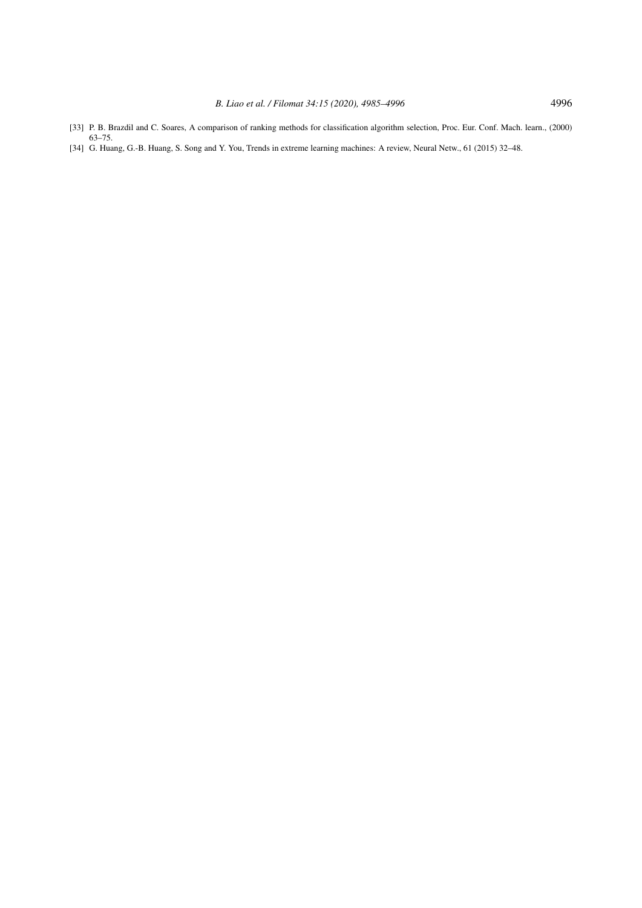[33] P. B. Brazdil and C. Soares, A comparison of ranking methods for classification algorithm selection, Proc. Eur. Conf. Mach. learn., (2000) 63–75.

[34] G. Huang, G.-B. Huang, S. Song and Y. You, Trends in extreme learning machines: A review, Neural Netw., 61 (2015) 32–48.